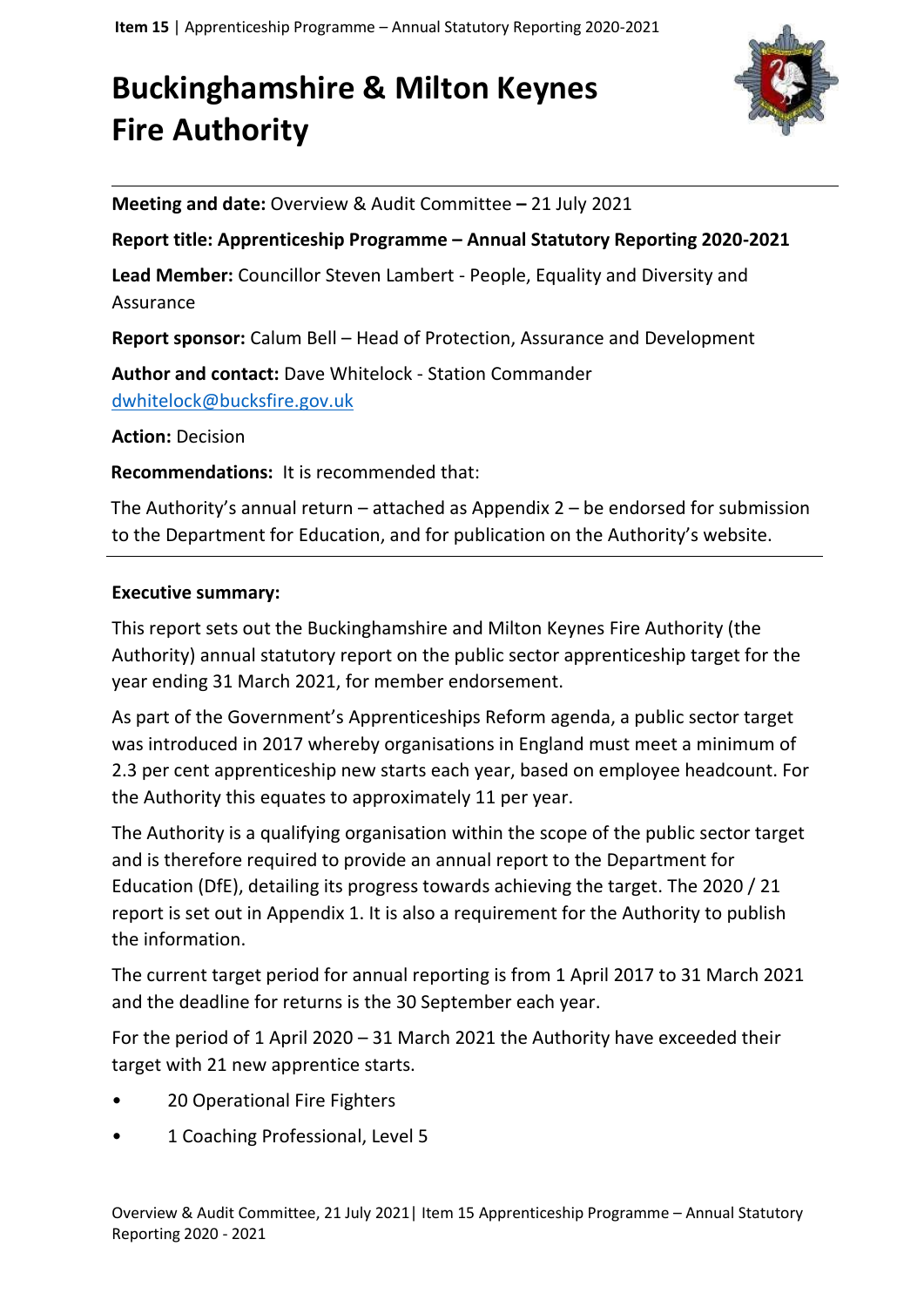# Buckinghamshire & Milton Keynes Fire Authority

**Meeting and date:** Overview & Audit Committee **–** 21 July 2021

**Report title: Apprenticeship Programme – Annual Statutory Reporting 2020-2021**

**Lead Member:** Councillor Steven Lambert - People, Equality and Diversity and Assurance

**Report sponsor:** Calum Bell – Head of Protection, Assurance and Development

**Author and contact:** Dave Whitelock - Station Commander
dwhitelock@bucksfire.gov.uk

**Action:** Decision

**Recommendations:** It is recommended that:

The Authority's annual return – attached as Appendix 2 – be endorsed for submission to the Department for Education, and for publication on the Authority's website.

**Executive summary:**

This report sets out the Buckinghamshire and Milton Keynes Fire Authority (the Authority) annual statutory report on the public sector apprenticeship target for the year ending 31 March 2021, for member endorsement.

As part of the Government's Apprenticeships Reform agenda, a public sector target was introduced in 2017 whereby organisations in England must meet a minimum of 2.3 per cent apprenticeship new starts each year, based on employee headcount. For the Authority this equates to approximately 11 per year.

The Authority is a qualifying organisation within the scope of the public sector target and is therefore required to provide an annual report to the Department for Education (DfE), detailing its progress towards achieving the target. The 2020 / 21 report is set out in Appendix 1. It is also a requirement for the Authority to publish the information.

The current target period for annual reporting is from 1 April 2017 to 31 March 2021 and the deadline for returns is the 30 September each year.

For the period of 1 April 2020 – 31 March 2021 the Authority have exceeded their target with 21 new apprentice starts.

- 20 Operational Fire Fighters
- 1 Coaching Professional, Level 5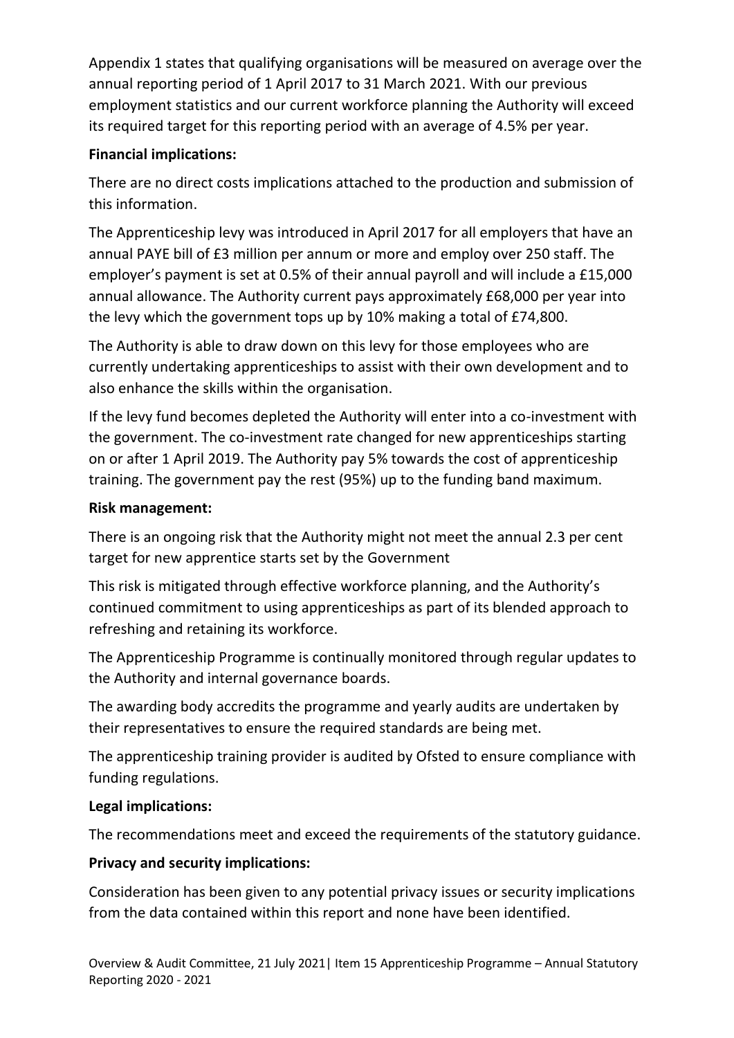Appendix 1 states that qualifying organisations will be measured on average over the annual reporting period of 1 April 2017 to 31 March 2021. With our previous employment statistics and our current workforce planning the Authority will exceed its required target for this reporting period with an average of 4.5% per year.

**Financial implications:**

There are no direct costs implications attached to the production and submission of this information.

The Apprenticeship levy was introduced in April 2017 for all employers that have an annual PAYE bill of £3 million per annum or more and employ over 250 staff. The employer's payment is set at 0.5% of their annual payroll and will include a £15,000 annual allowance. The Authority current pays approximately £68,000 per year into the levy which the government tops up by 10% making a total of £74,800.

The Authority is able to draw down on this levy for those employees who are currently undertaking apprenticeships to assist with their own development and to also enhance the skills within the organisation.

If the levy fund becomes depleted the Authority will enter into a co-investment with the government. The co-investment rate changed for new apprenticeships starting on or after 1 April 2019. The Authority pay 5% towards the cost of apprenticeship training. The government pay the rest (95%) up to the funding band maximum.

**Risk management:**

There is an ongoing risk that the Authority might not meet the annual 2.3 per cent target for new apprentice starts set by the Government

This risk is mitigated through effective workforce planning, and the Authority's continued commitment to using apprenticeships as part of its blended approach to refreshing and retaining its workforce.

The Apprenticeship Programme is continually monitored through regular updates to the Authority and internal governance boards.

The awarding body accredits the programme and yearly audits are undertaken by their representatives to ensure the required standards are being met.

The apprenticeship training provider is audited by Ofsted to ensure compliance with funding regulations.

**Legal implications:**

The recommendations meet and exceed the requirements of the statutory guidance.

**Privacy and security implications:**

Consideration has been given to any potential privacy issues or security implications from the data contained within this report and none have been identified.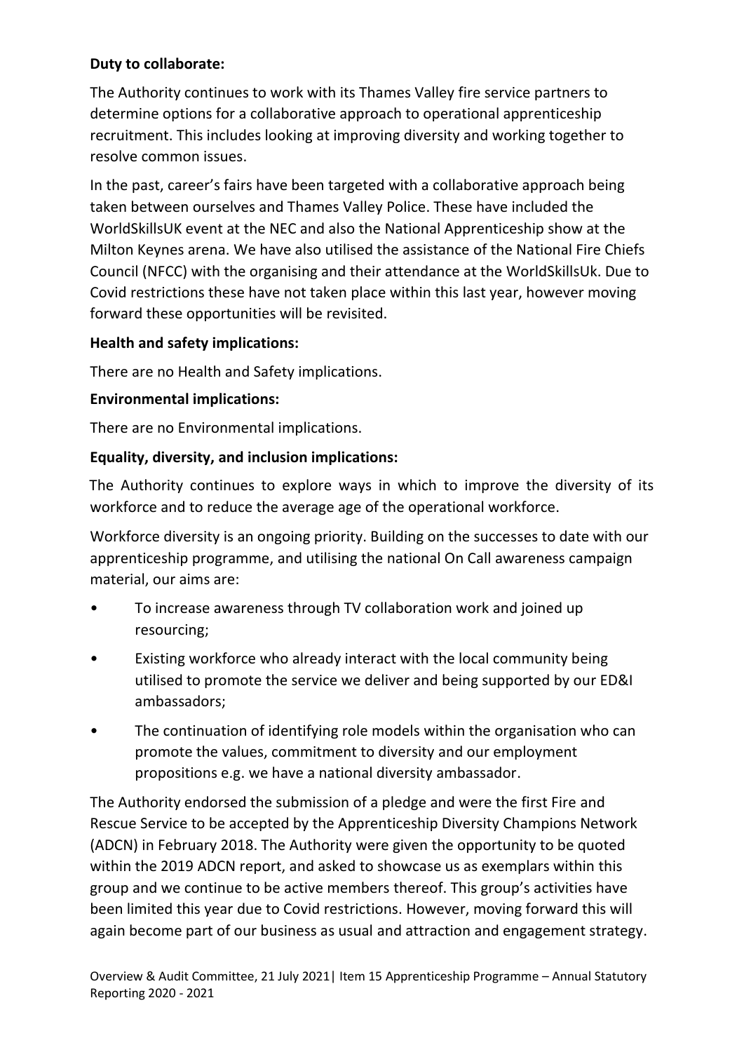**Duty to collaborate:**

The Authority continues to work with its Thames Valley fire service partners to determine options for a collaborative approach to operational apprenticeship recruitment. This includes looking at improving diversity and working together to resolve common issues.

In the past, career's fairs have been targeted with a collaborative approach being taken between ourselves and Thames Valley Police. These have included the WorldSkillsUK event at the NEC and also the National Apprenticeship show at the Milton Keynes arena. We have also utilised the assistance of the National Fire Chiefs Council (NFCC) with the organising and their attendance at the WorldSkillsUk. Due to Covid restrictions these have not taken place within this last year, however moving forward these opportunities will be revisited.

**Health and safety implications:**

There are no Health and Safety implications.

**Environmental implications:**

There are no Environmental implications.

**Equality, diversity, and inclusion implications:**

The Authority continues to explore ways in which to improve the diversity of its workforce and to reduce the average age of the operational workforce.

Workforce diversity is an ongoing priority. Building on the successes to date with our apprenticeship programme, and utilising the national On Call awareness campaign material, our aims are:

- To increase awareness through TV collaboration work and joined up resourcing;
- Existing workforce who already interact with the local community being utilised to promote the service we deliver and being supported by our ED&I ambassadors;
- The continuation of identifying role models within the organisation who can promote the values, commitment to diversity and our employment propositions e.g. we have a national diversity ambassador.

The Authority endorsed the submission of a pledge and were the first Fire and Rescue Service to be accepted by the Apprenticeship Diversity Champions Network (ADCN) in February 2018. The Authority were given the opportunity to be quoted within the 2019 ADCN report, and asked to showcase us as exemplars within this group and we continue to be active members thereof. This group's activities have been limited this year due to Covid restrictions. However, moving forward this will again become part of our business as usual and attraction and engagement strategy.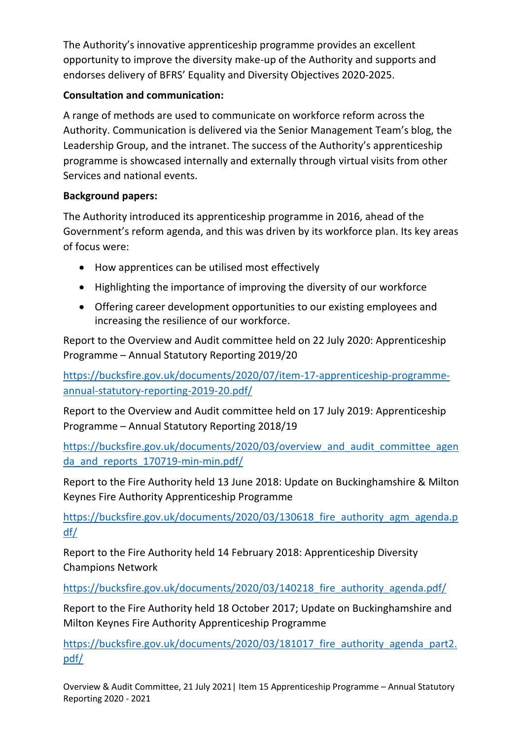The Authority's innovative apprenticeship programme provides an excellent opportunity to improve the diversity make-up of the Authority and supports and endorses delivery of BFRS' Equality and Diversity Objectives 2020-2025.

**Consultation and communication:**

A range of methods are used to communicate on workforce reform across the Authority. Communication is delivered via the Senior Management Team's blog, the Leadership Group, and the intranet. The success of the Authority's apprenticeship programme is showcased internally and externally through virtual visits from other Services and national events.

**Background papers:**

The Authority introduced its apprenticeship programme in 2016, ahead of the Government's reform agenda, and this was driven by its workforce plan. Its key areas of focus were:

- How apprentices can be utilised most effectively
- Highlighting the importance of improving the diversity of our workforce
- Offering career development opportunities to our existing employees and increasing the resilience of our workforce.

Report to the Overview and Audit committee held on 22 July 2020: Apprenticeship Programme – Annual Statutory Reporting 2019/20

https://bucksfire.gov.uk/documents/2020/07/item-17-apprenticeship-programme-annual-statutory-reporting-2019-20.pdf/

Report to the Overview and Audit committee held on 17 July 2019: Apprenticeship Programme – Annual Statutory Reporting 2018/19

https://bucksfire.gov.uk/documents/2020/03/overview_and_audit_committee_agenda_and_reports_170719-min-min.pdf/

Report to the Fire Authority held 13 June 2018: Update on Buckinghamshire & Milton Keynes Fire Authority Apprenticeship Programme

https://bucksfire.gov.uk/documents/2020/03/130618_fire_authority_agm_agenda.pdf/

Report to the Fire Authority held 14 February 2018: Apprenticeship Diversity Champions Network

https://bucksfire.gov.uk/documents/2020/03/140218_fire_authority_agenda.pdf/

Report to the Fire Authority held 18 October 2017; Update on Buckinghamshire and Milton Keynes Fire Authority Apprenticeship Programme

https://bucksfire.gov.uk/documents/2020/03/181017_fire_authority_agenda_part2.pdf/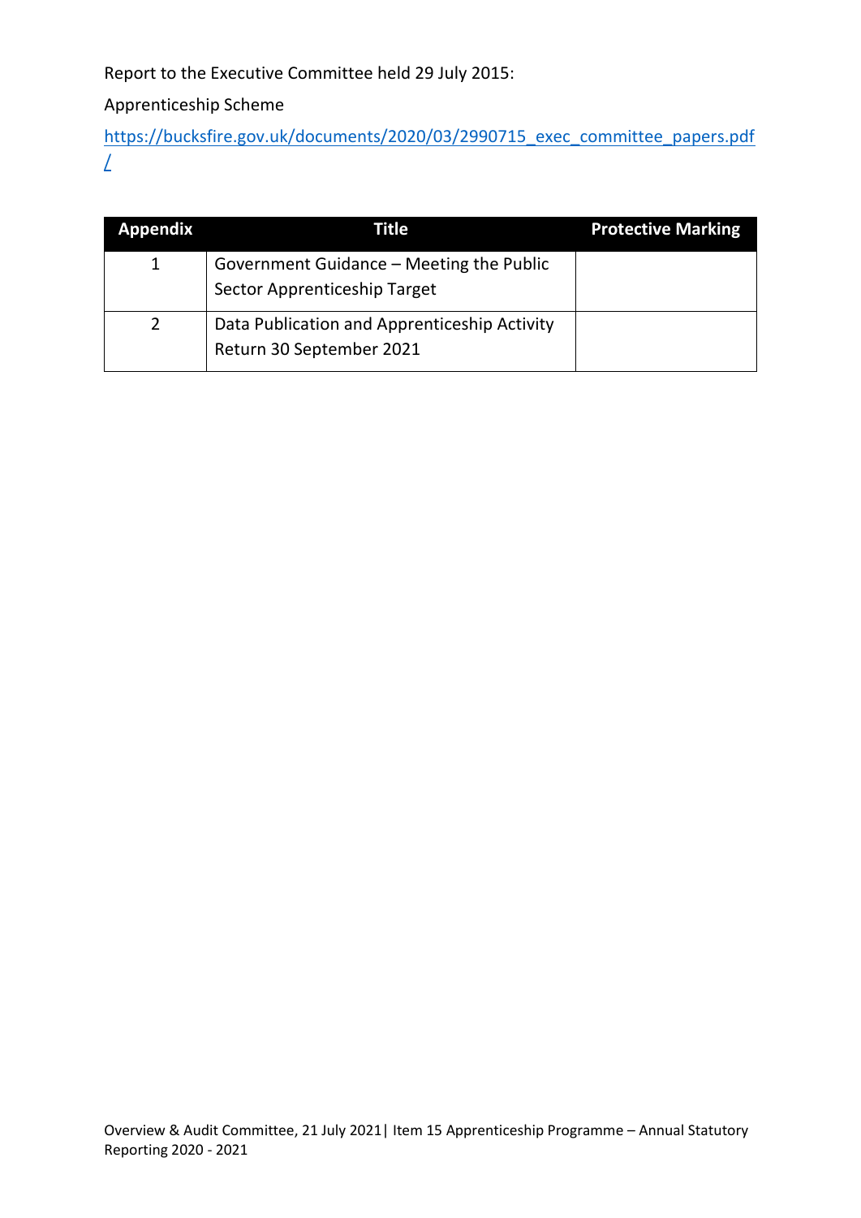Report to the Executive Committee held 29 July 2015:

Apprenticeship Scheme

https://bucksfire.gov.uk/documents/2020/03/2990715_exec_committee_papers.pdf/

| Appendix | Title | Protective Marking |
| --- | --- | --- |
| 1 | Government Guidance – Meeting the Public Sector Apprenticeship Target | |
| 2 | Data Publication and Apprenticeship Activity Return 30 September 2021 | |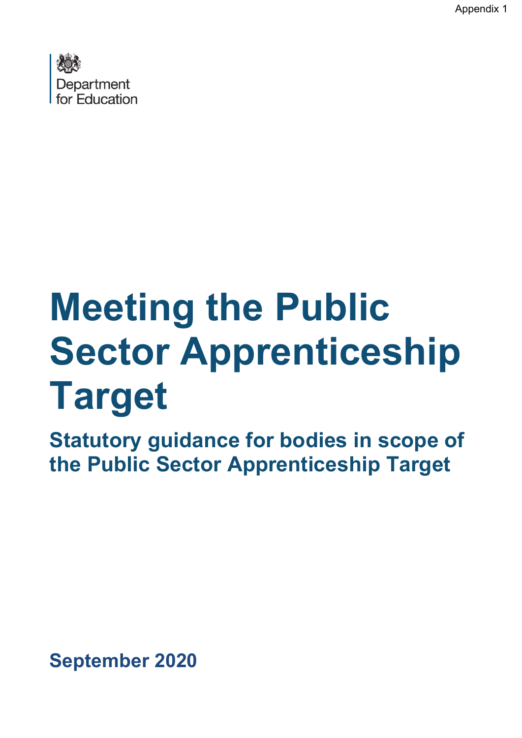Appendix 1

Department for Education

# Meeting the Public Sector Apprenticeship Target

## Statutory guidance for bodies in scope of the Public Sector Apprenticeship Target

**September 2020**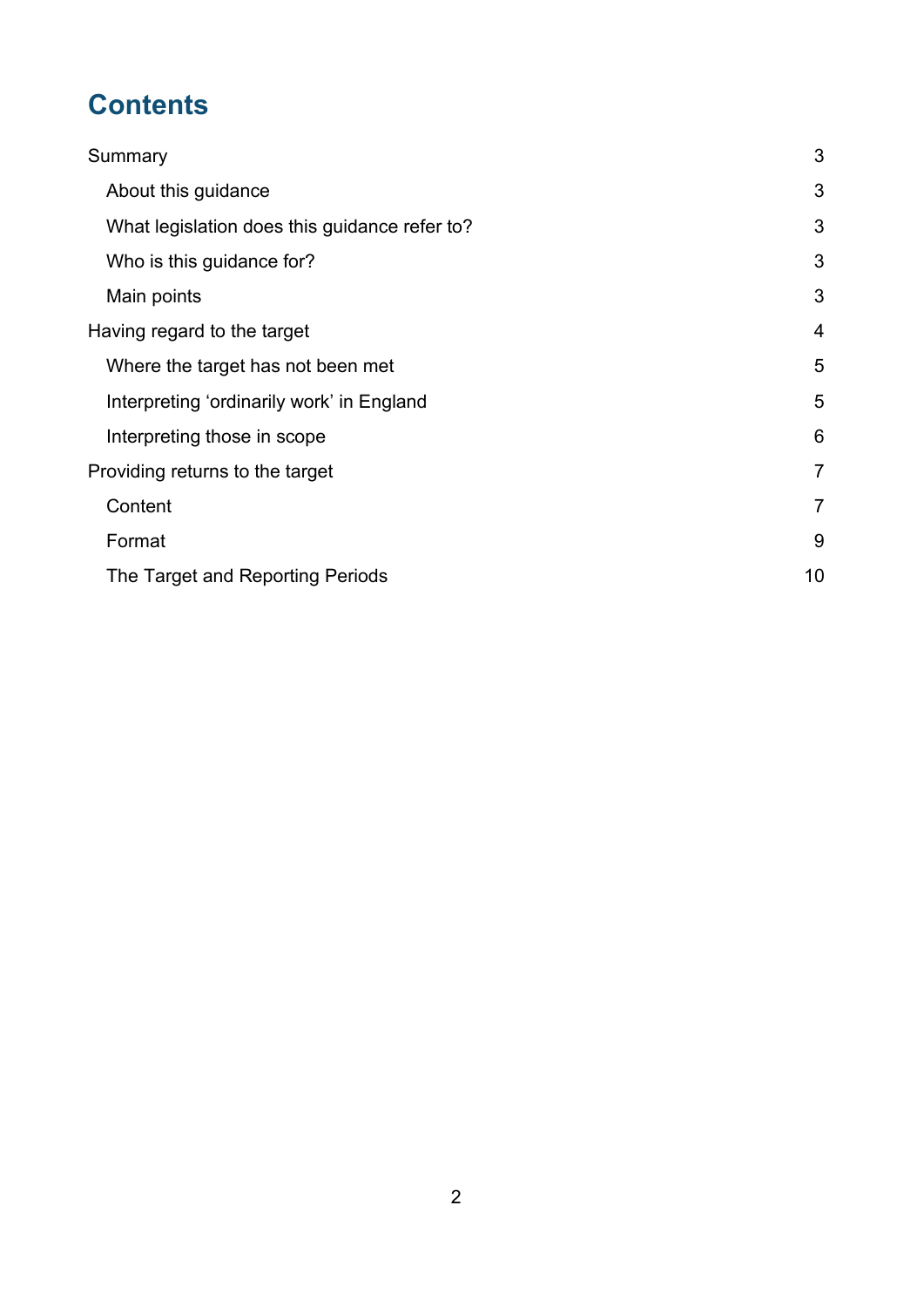# Contents

| | |
|---|---|
| Summary | 3 |
| About this guidance | 3 |
| What legislation does this guidance refer to? | 3 |
| Who is this guidance for? | 3 |
| Main points | 3 |
| Having regard to the target | 4 |
| Where the target has not been met | 5 |
| Interpreting 'ordinarily work' in England | 5 |
| Interpreting those in scope | 6 |
| Providing returns to the target | 7 |
| Content | 7 |
| Format | 9 |
| The Target and Reporting Periods | 10 |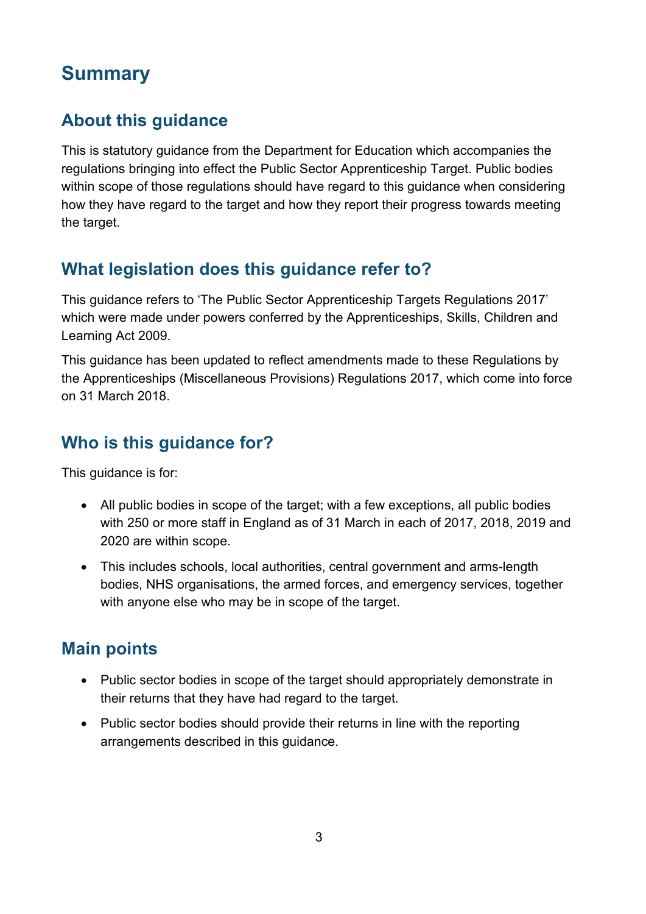# Summary

## About this guidance

This is statutory guidance from the Department for Education which accompanies the regulations bringing into effect the Public Sector Apprenticeship Target. Public bodies within scope of those regulations should have regard to this guidance when considering how they have regard to the target and how they report their progress towards meeting the target.

## What legislation does this guidance refer to?

This guidance refers to 'The Public Sector Apprenticeship Targets Regulations 2017' which were made under powers conferred by the Apprenticeships, Skills, Children and Learning Act 2009.

This guidance has been updated to reflect amendments made to these Regulations by the Apprenticeships (Miscellaneous Provisions) Regulations 2017, which come into force on 31 March 2018.

## Who is this guidance for?

This guidance is for:

- All public bodies in scope of the target; with a few exceptions, all public bodies with 250 or more staff in England as of 31 March in each of 2017, 2018, 2019 and 2020 are within scope.
- This includes schools, local authorities, central government and arms-length bodies, NHS organisations, the armed forces, and emergency services, together with anyone else who may be in scope of the target.

## Main points

- Public sector bodies in scope of the target should appropriately demonstrate in their returns that they have had regard to the target.
- Public sector bodies should provide their returns in line with the reporting arrangements described in this guidance.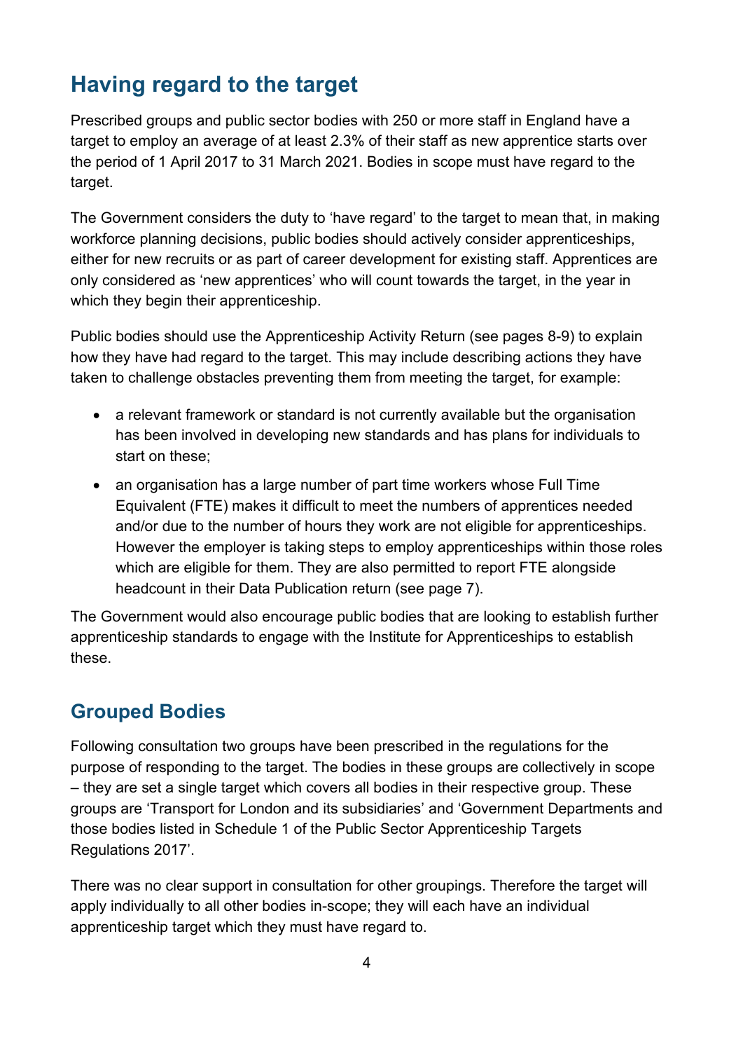## Having regard to the target

Prescribed groups and public sector bodies with 250 or more staff in England have a target to employ an average of at least 2.3% of their staff as new apprentice starts over the period of 1 April 2017 to 31 March 2021. Bodies in scope must have regard to the target.

The Government considers the duty to 'have regard' to the target to mean that, in making workforce planning decisions, public bodies should actively consider apprenticeships, either for new recruits or as part of career development for existing staff. Apprentices are only considered as 'new apprentices' who will count towards the target, in the year in which they begin their apprenticeship.

Public bodies should use the Apprenticeship Activity Return (see pages 8-9) to explain how they have had regard to the target. This may include describing actions they have taken to challenge obstacles preventing them from meeting the target, for example:

- a relevant framework or standard is not currently available but the organisation has been involved in developing new standards and has plans for individuals to start on these;
- an organisation has a large number of part time workers whose Full Time Equivalent (FTE) makes it difficult to meet the numbers of apprentices needed and/or due to the number of hours they work are not eligible for apprenticeships. However the employer is taking steps to employ apprenticeships within those roles which are eligible for them. They are also permitted to report FTE alongside headcount in their Data Publication return (see page 7).

The Government would also encourage public bodies that are looking to establish further apprenticeship standards to engage with the Institute for Apprenticeships to establish these.

## Grouped Bodies

Following consultation two groups have been prescribed in the regulations for the purpose of responding to the target. The bodies in these groups are collectively in scope – they are set a single target which covers all bodies in their respective group. These groups are 'Transport for London and its subsidiaries' and 'Government Departments and those bodies listed in Schedule 1 of the Public Sector Apprenticeship Targets Regulations 2017'.

There was no clear support in consultation for other groupings. Therefore the target will apply individually to all other bodies in-scope; they will each have an individual apprenticeship target which they must have regard to.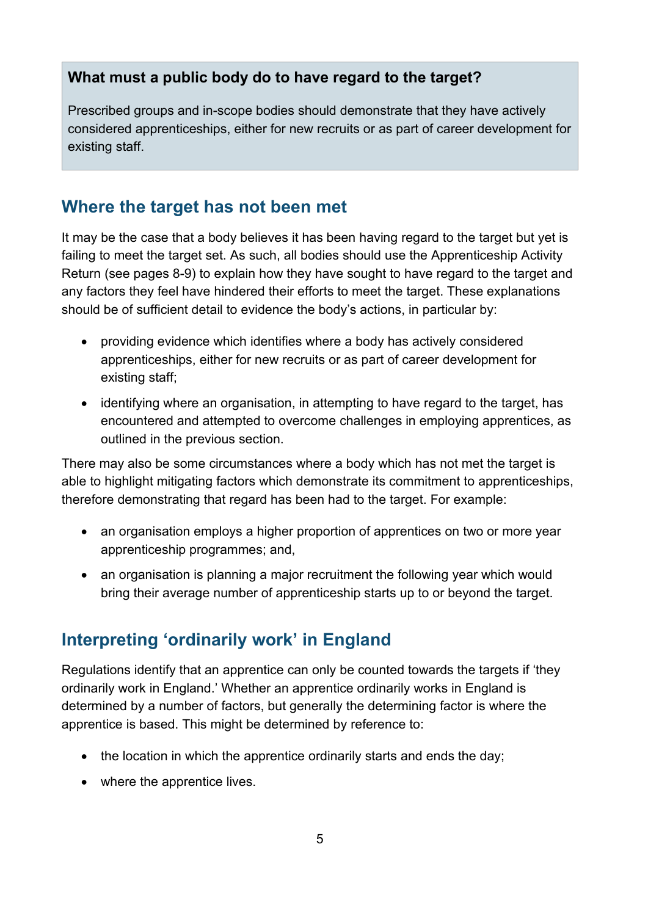**What must a public body do to have regard to the target?**

Prescribed groups and in-scope bodies should demonstrate that they have actively considered apprenticeships, either for new recruits or as part of career development for existing staff.

## Where the target has not been met

It may be the case that a body believes it has been having regard to the target but yet is failing to meet the target set. As such, all bodies should use the Apprenticeship Activity Return (see pages 8-9) to explain how they have sought to have regard to the target and any factors they feel have hindered their efforts to meet the target. These explanations should be of sufficient detail to evidence the body's actions, in particular by:

- providing evidence which identifies where a body has actively considered apprenticeships, either for new recruits or as part of career development for existing staff;
- identifying where an organisation, in attempting to have regard to the target, has encountered and attempted to overcome challenges in employing apprentices, as outlined in the previous section.

There may also be some circumstances where a body which has not met the target is able to highlight mitigating factors which demonstrate its commitment to apprenticeships, therefore demonstrating that regard has been had to the target. For example:

- an organisation employs a higher proportion of apprentices on two or more year apprenticeship programmes; and,
- an organisation is planning a major recruitment the following year which would bring their average number of apprenticeship starts up to or beyond the target.

## Interpreting 'ordinarily work' in England

Regulations identify that an apprentice can only be counted towards the targets if 'they ordinarily work in England.' Whether an apprentice ordinarily works in England is determined by a number of factors, but generally the determining factor is where the apprentice is based. This might be determined by reference to:

- the location in which the apprentice ordinarily starts and ends the day;
- where the apprentice lives.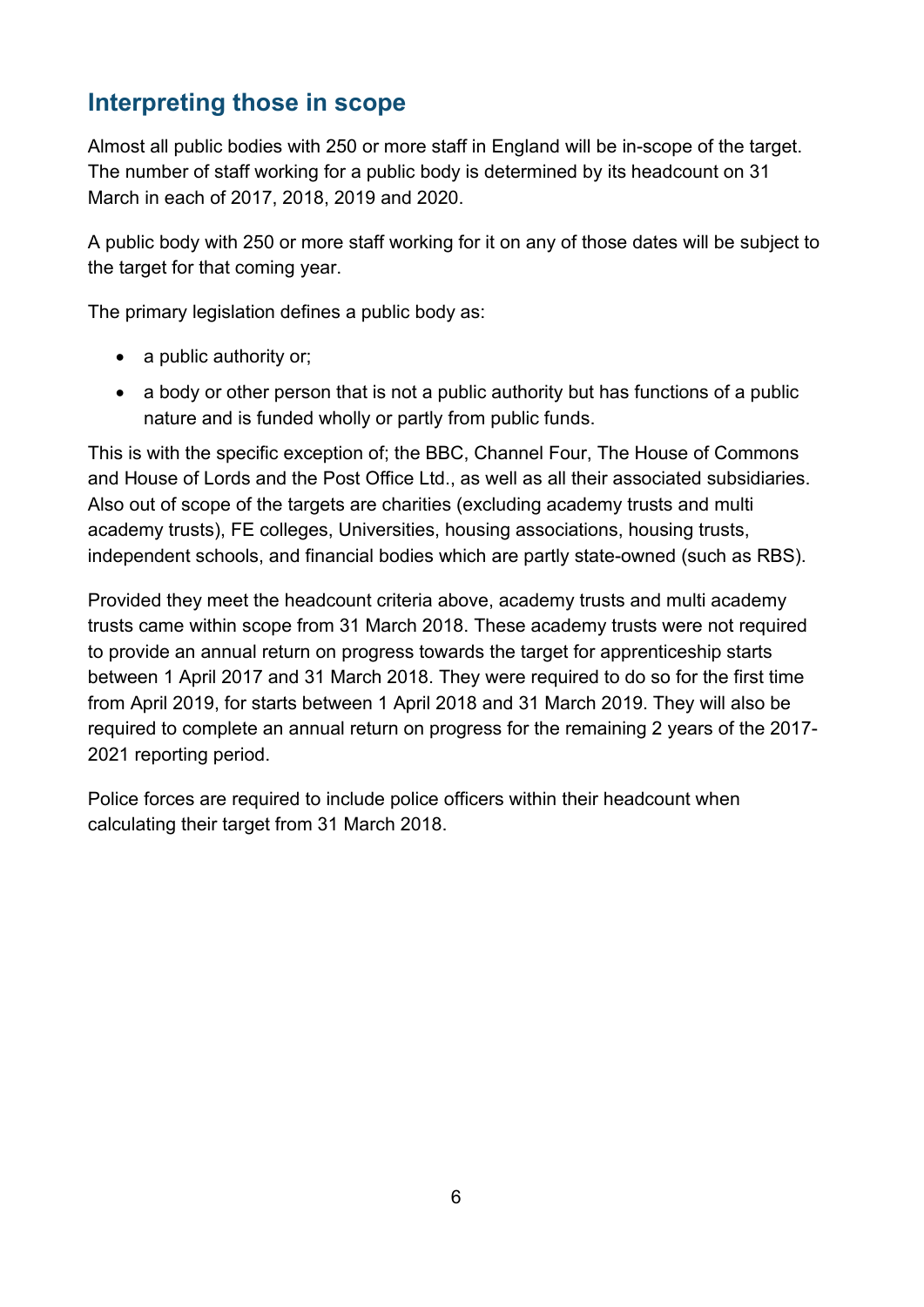## Interpreting those in scope

Almost all public bodies with 250 or more staff in England will be in-scope of the target. The number of staff working for a public body is determined by its headcount on 31 March in each of 2017, 2018, 2019 and 2020.

A public body with 250 or more staff working for it on any of those dates will be subject to the target for that coming year.

The primary legislation defines a public body as:

- a public authority or;
- a body or other person that is not a public authority but has functions of a public nature and is funded wholly or partly from public funds.

This is with the specific exception of; the BBC, Channel Four, The House of Commons and House of Lords and the Post Office Ltd., as well as all their associated subsidiaries. Also out of scope of the targets are charities (excluding academy trusts and multi academy trusts), FE colleges, Universities, housing associations, housing trusts, independent schools, and financial bodies which are partly state-owned (such as RBS).

Provided they meet the headcount criteria above, academy trusts and multi academy trusts came within scope from 31 March 2018. These academy trusts were not required to provide an annual return on progress towards the target for apprenticeship starts between 1 April 2017 and 31 March 2018. They were required to do so for the first time from April 2019, for starts between 1 April 2018 and 31 March 2019. They will also be required to complete an annual return on progress for the remaining 2 years of the 2017-2021 reporting period.

Police forces are required to include police officers within their headcount when calculating their target from 31 March 2018.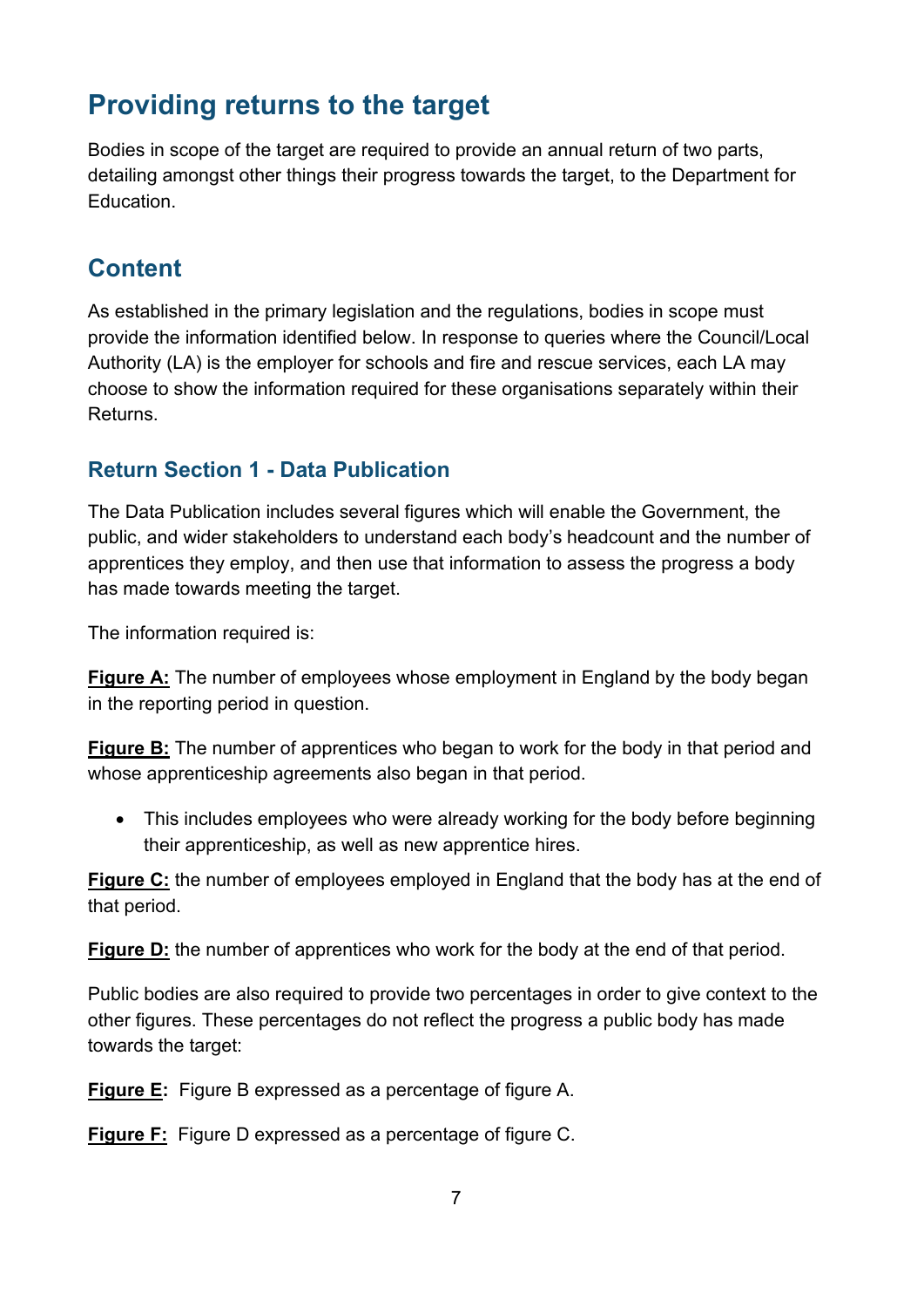## Providing returns to the target

Bodies in scope of the target are required to provide an annual return of two parts, detailing amongst other things their progress towards the target, to the Department for Education.

## Content

As established in the primary legislation and the regulations, bodies in scope must provide the information identified below. In response to queries where the Council/Local Authority (LA) is the employer for schools and fire and rescue services, each LA may choose to show the information required for these organisations separately within their Returns.

### Return Section 1 - Data Publication

The Data Publication includes several figures which will enable the Government, the public, and wider stakeholders to understand each body's headcount and the number of apprentices they employ, and then use that information to assess the progress a body has made towards meeting the target.

The information required is:

**Figure A:** The number of employees whose employment in England by the body began in the reporting period in question.

**Figure B:** The number of apprentices who began to work for the body in that period and whose apprenticeship agreements also began in that period.

- This includes employees who were already working for the body before beginning their apprenticeship, as well as new apprentice hires.

**Figure C:** the number of employees employed in England that the body has at the end of that period.

**Figure D:** the number of apprentices who work for the body at the end of that period.

Public bodies are also required to provide two percentages in order to give context to the other figures. These percentages do not reflect the progress a public body has made towards the target:

**Figure E:** Figure B expressed as a percentage of figure A.

**Figure F:** Figure D expressed as a percentage of figure C.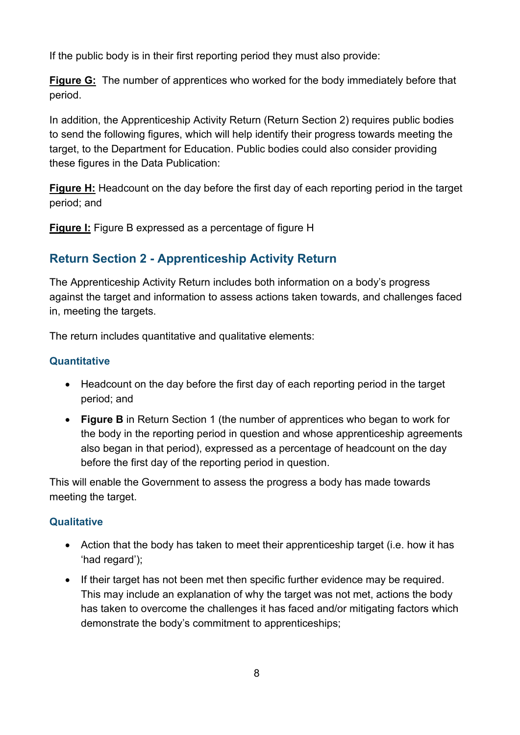If the public body is in their first reporting period they must also provide:

**Figure G:** The number of apprentices who worked for the body immediately before that period.

In addition, the Apprenticeship Activity Return (Return Section 2) requires public bodies to send the following figures, which will help identify their progress towards meeting the target, to the Department for Education. Public bodies could also consider providing these figures in the Data Publication:

**Figure H:** Headcount on the day before the first day of each reporting period in the target period; and

**Figure I:** Figure B expressed as a percentage of figure H

## Return Section 2 - Apprenticeship Activity Return

The Apprenticeship Activity Return includes both information on a body's progress against the target and information to assess actions taken towards, and challenges faced in, meeting the targets.

The return includes quantitative and qualitative elements:

### Quantitative

- Headcount on the day before the first day of each reporting period in the target period; and
- **Figure B** in Return Section 1 (the number of apprentices who began to work for the body in the reporting period in question and whose apprenticeship agreements also began in that period), expressed as a percentage of headcount on the day before the first day of the reporting period in question.

This will enable the Government to assess the progress a body has made towards meeting the target.

### Qualitative

- Action that the body has taken to meet their apprenticeship target (i.e. how it has 'had regard');
- If their target has not been met then specific further evidence may be required. This may include an explanation of why the target was not met, actions the body has taken to overcome the challenges it has faced and/or mitigating factors which demonstrate the body's commitment to apprenticeships;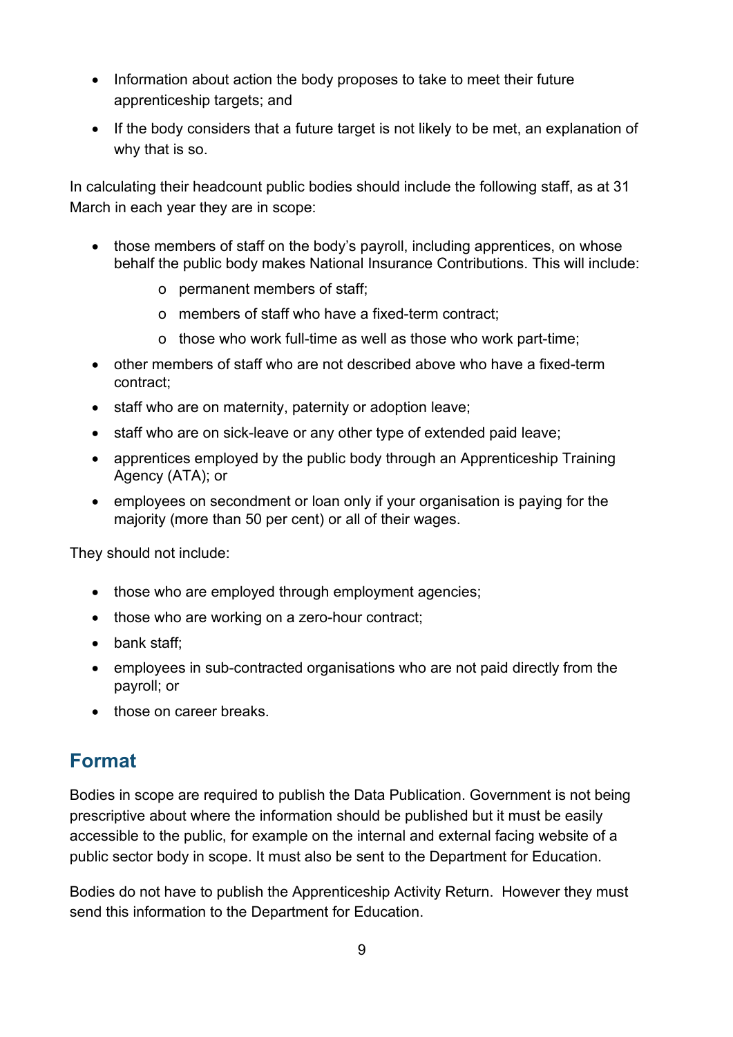- Information about action the body proposes to take to meet their future apprenticeship targets; and
- If the body considers that a future target is not likely to be met, an explanation of why that is so.

In calculating their headcount public bodies should include the following staff, as at 31 March in each year they are in scope:

- those members of staff on the body's payroll, including apprentices, on whose behalf the public body makes National Insurance Contributions. This will include:
  - permanent members of staff;
  - members of staff who have a fixed-term contract;
  - those who work full-time as well as those who work part-time;
- other members of staff who are not described above who have a fixed-term contract;
- staff who are on maternity, paternity or adoption leave;
- staff who are on sick-leave or any other type of extended paid leave;
- apprentices employed by the public body through an Apprenticeship Training Agency (ATA); or
- employees on secondment or loan only if your organisation is paying for the majority (more than 50 per cent) or all of their wages.

They should not include:

- those who are employed through employment agencies;
- those who are working on a zero-hour contract;
- bank staff;
- employees in sub-contracted organisations who are not paid directly from the payroll; or
- those on career breaks.

## Format

Bodies in scope are required to publish the Data Publication. Government is not being prescriptive about where the information should be published but it must be easily accessible to the public, for example on the internal and external facing website of a public sector body in scope. It must also be sent to the Department for Education.

Bodies do not have to publish the Apprenticeship Activity Return. However they must send this information to the Department for Education.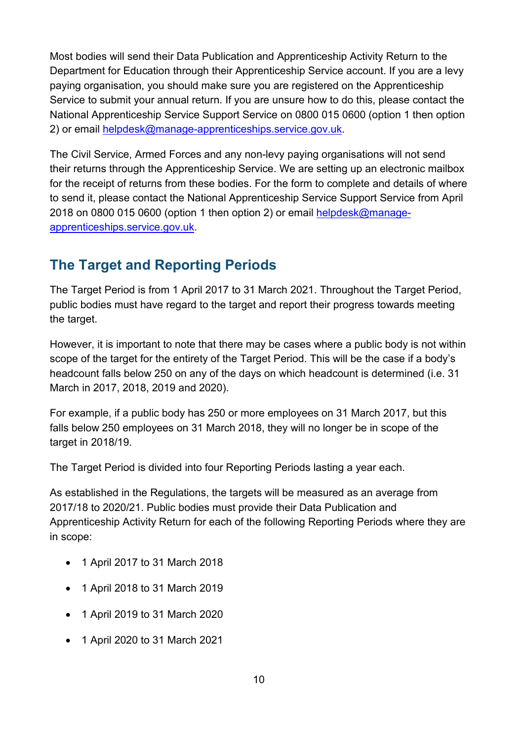Most bodies will send their Data Publication and Apprenticeship Activity Return to the Department for Education through their Apprenticeship Service account. If you are a levy paying organisation, you should make sure you are registered on the Apprenticeship Service to submit your annual return. If you are unsure how to do this, please contact the National Apprenticeship Service Support Service on 0800 015 0600 (option 1 then option 2) or email [helpdesk@manage-apprenticeships.service.gov.uk](mailto:helpdesk@manage-apprenticeships.service.gov.uk).

The Civil Service, Armed Forces and any non-levy paying organisations will not send their returns through the Apprenticeship Service. We are setting up an electronic mailbox for the receipt of returns from these bodies. For the form to complete and details of where to send it, please contact the National Apprenticeship Service Support Service from April 2018 on 0800 015 0600 (option 1 then option 2) or email [helpdesk@manage-apprenticeships.service.gov.uk](mailto:helpdesk@manage-apprenticeships.service.gov.uk).

## The Target and Reporting Periods

The Target Period is from 1 April 2017 to 31 March 2021. Throughout the Target Period, public bodies must have regard to the target and report their progress towards meeting the target.

However, it is important to note that there may be cases where a public body is not within scope of the target for the entirety of the Target Period. This will be the case if a body's headcount falls below 250 on any of the days on which headcount is determined (i.e. 31 March in 2017, 2018, 2019 and 2020).

For example, if a public body has 250 or more employees on 31 March 2017, but this falls below 250 employees on 31 March 2018, they will no longer be in scope of the target in 2018/19.

The Target Period is divided into four Reporting Periods lasting a year each.

As established in the Regulations, the targets will be measured as an average from 2017/18 to 2020/21. Public bodies must provide their Data Publication and Apprenticeship Activity Return for each of the following Reporting Periods where they are in scope:

- 1 April 2017 to 31 March 2018
- 1 April 2018 to 31 March 2019
- 1 April 2019 to 31 March 2020
- 1 April 2020 to 31 March 2021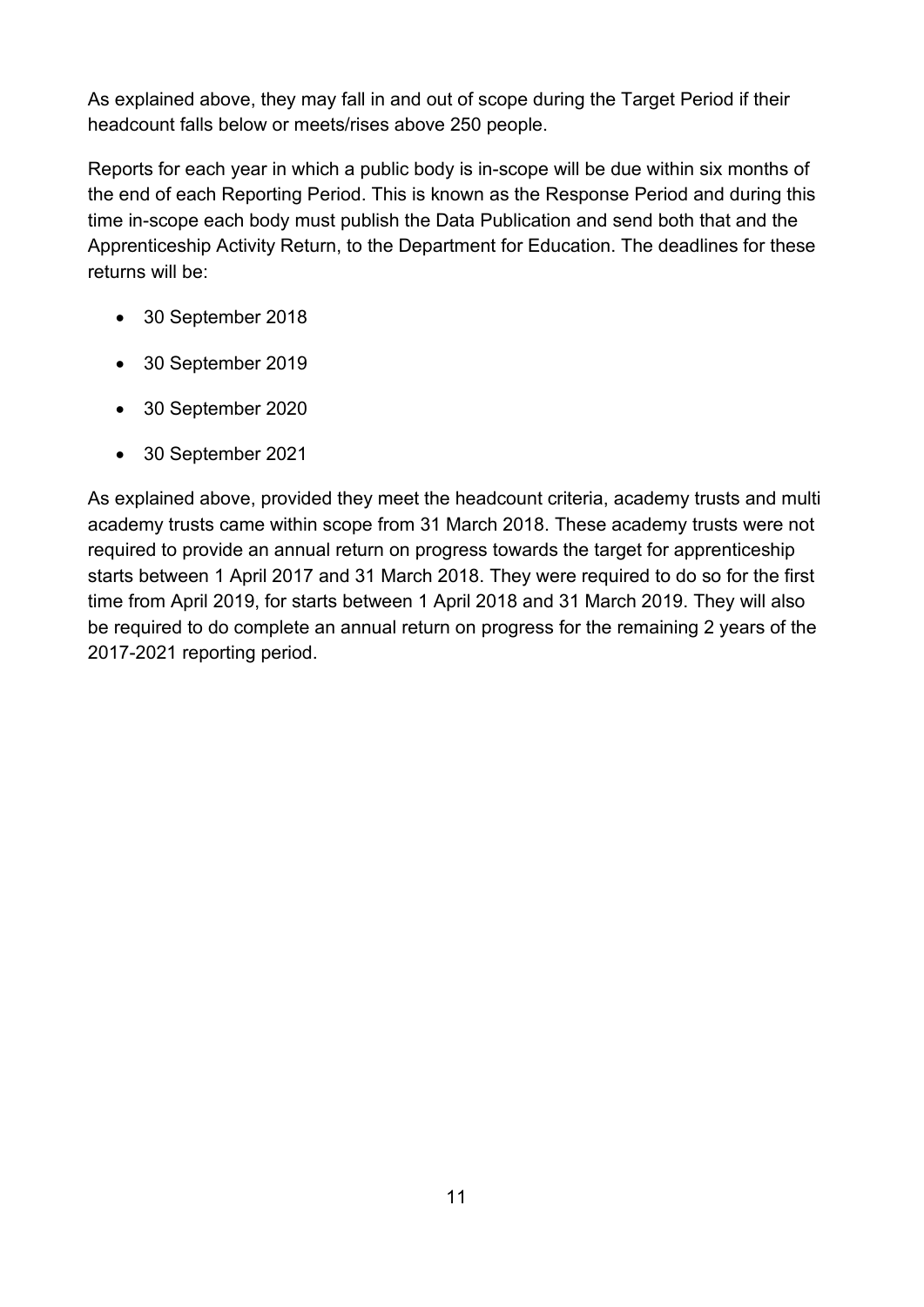As explained above, they may fall in and out of scope during the Target Period if their headcount falls below or meets/rises above 250 people.

Reports for each year in which a public body is in-scope will be due within six months of the end of each Reporting Period. This is known as the Response Period and during this time in-scope each body must publish the Data Publication and send both that and the Apprenticeship Activity Return, to the Department for Education. The deadlines for these returns will be:

- 30 September 2018
- 30 September 2019
- 30 September 2020
- 30 September 2021

As explained above, provided they meet the headcount criteria, academy trusts and multi academy trusts came within scope from 31 March 2018. These academy trusts were not required to provide an annual return on progress towards the target for apprenticeship starts between 1 April 2017 and 31 March 2018. They were required to do so for the first time from April 2019, for starts between 1 April 2018 and 31 March 2019. They will also be required to do complete an annual return on progress for the remaining 2 years of the 2017-2021 reporting period.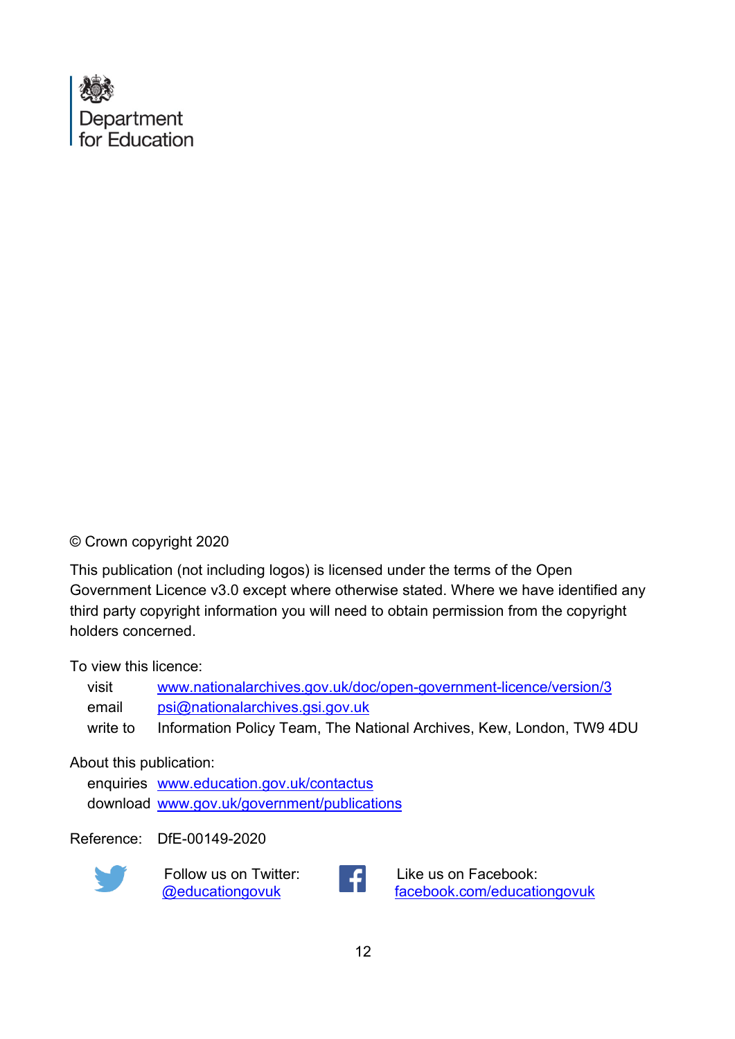Department for Education

© Crown copyright 2020

This publication (not including logos) is licensed under the terms of the Open Government Licence v3.0 except where otherwise stated. Where we have identified any third party copyright information you will need to obtain permission from the copyright holders concerned.

To view this licence:

- visit www.nationalarchives.gov.uk/doc/open-government-licence/version/3
- email psi@nationalarchives.gsi.gov.uk
- write to Information Policy Team, The National Archives, Kew, London, TW9 4DU

About this publication:

- enquiries www.education.gov.uk/contactus
- download www.gov.uk/government/publications

Reference: DfE-00149-2020

Follow us on Twitter: @educationgovuk

Like us on Facebook: facebook.com/educationgovuk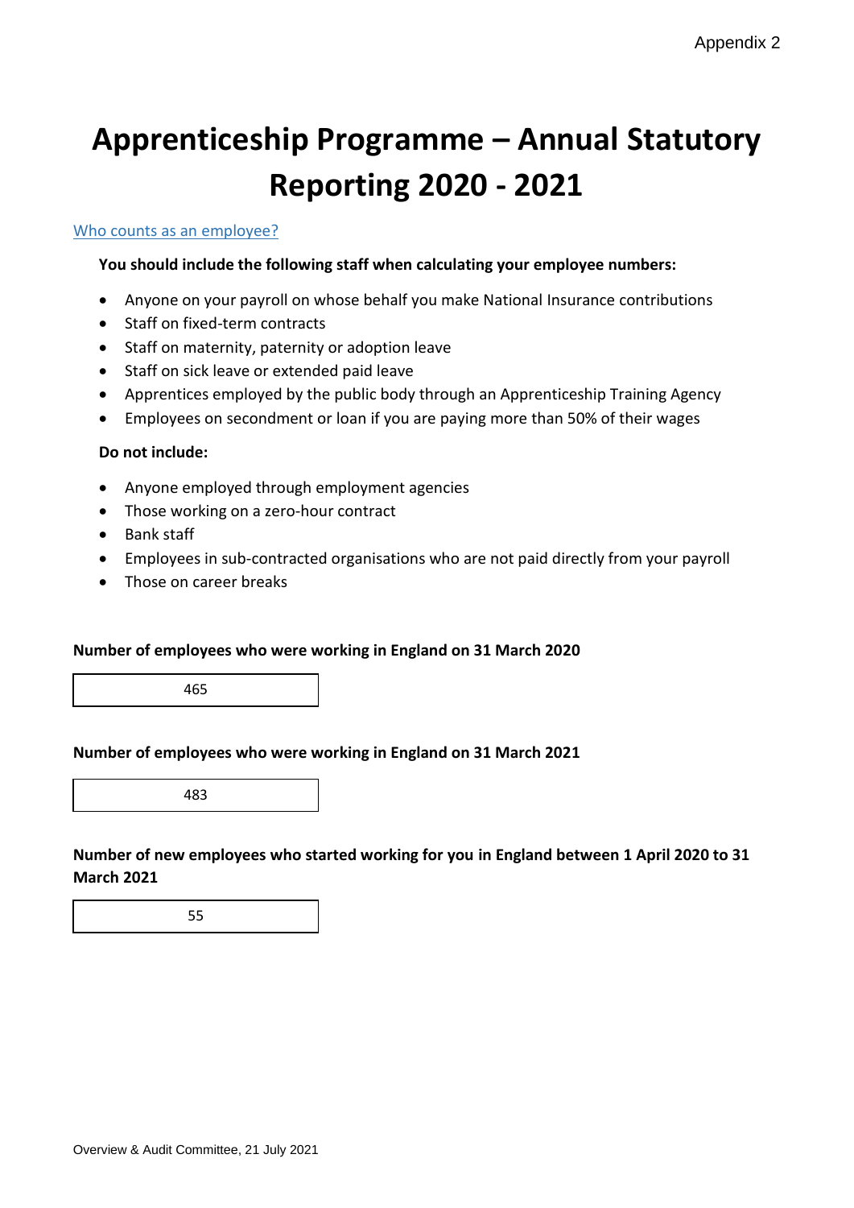# Apprenticeship Programme – Annual Statutory Reporting 2020 - 2021

Who counts as an employee?

**You should include the following staff when calculating your employee numbers:**

- Anyone on your payroll on whose behalf you make National Insurance contributions
- Staff on fixed-term contracts
- Staff on maternity, paternity or adoption leave
- Staff on sick leave or extended paid leave
- Apprentices employed by the public body through an Apprenticeship Training Agency
- Employees on secondment or loan if you are paying more than 50% of their wages

**Do not include:**

- Anyone employed through employment agencies
- Those working on a zero-hour contract
- Bank staff
- Employees in sub-contracted organisations who are not paid directly from your payroll
- Those on career breaks

**Number of employees who were working in England on 31 March 2020**

| 465 |
|---|

**Number of employees who were working in England on 31 March 2021**

| 483 |
|---|

**Number of new employees who started working for you in England between 1 April 2020 to 31 March 2021**

| 55 |
|---|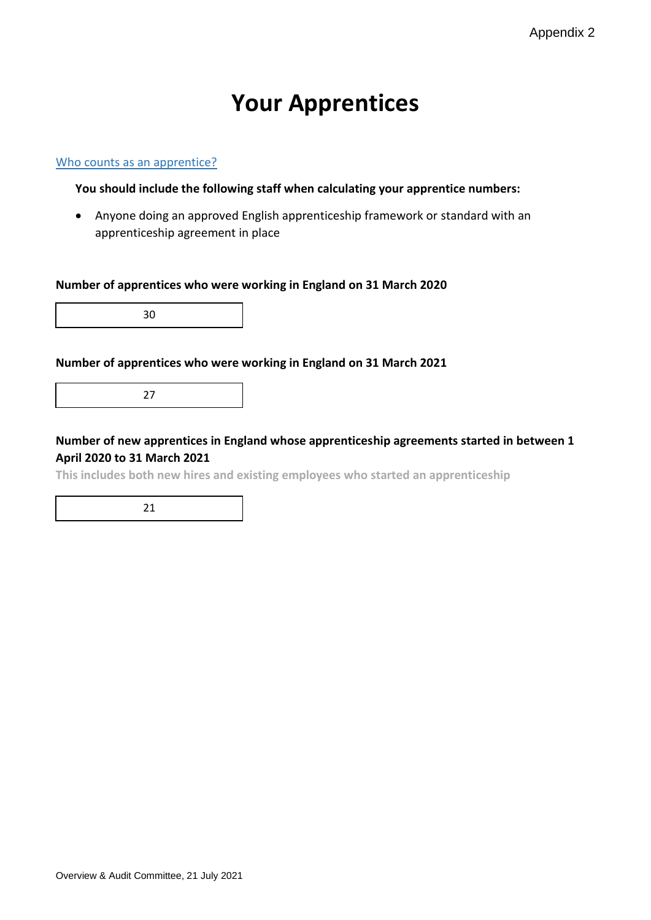Appendix 2

# Your Apprentices

Who counts as an apprentice?

**You should include the following staff when calculating your apprentice numbers:**

- Anyone doing an approved English apprenticeship framework or standard with an apprenticeship agreement in place

**Number of apprentices who were working in England on 31 March 2020**

| 30 |
|---|

**Number of apprentices who were working in England on 31 March 2021**

| 27 |
|---|

**Number of new apprentices in England whose apprenticeship agreements started in between 1 April 2020 to 31 March 2021**

**This includes both new hires and existing employees who started an apprenticeship**

| 21 |
|---|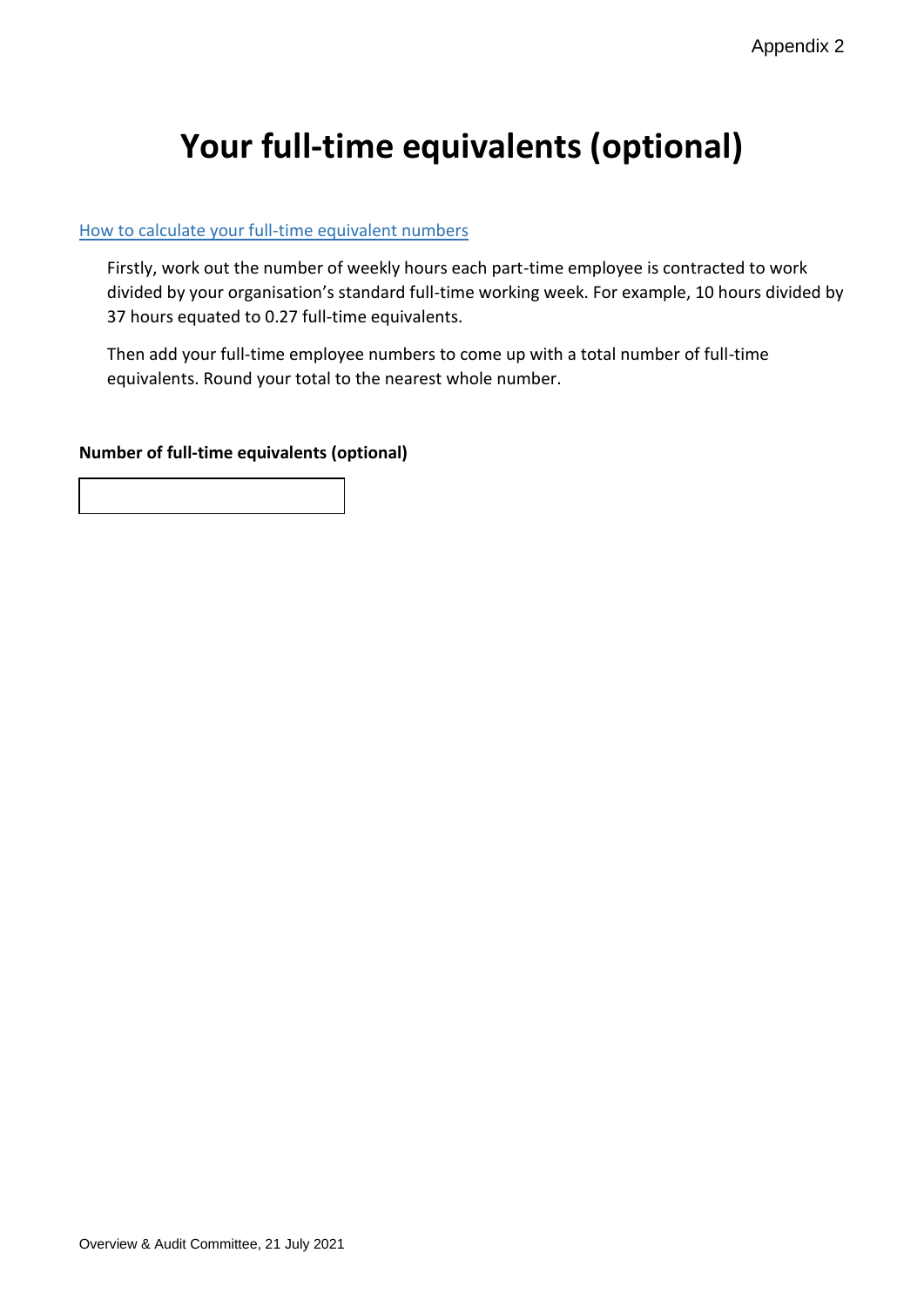# Your full-time equivalents (optional)

How to calculate your full-time equivalent numbers

Firstly, work out the number of weekly hours each part-time employee is contracted to work divided by your organisation's standard full-time working week. For example, 10 hours divided by 37 hours equated to 0.27 full-time equivalents.

Then add your full-time employee numbers to come up with a total number of full-time equivalents. Round your total to the nearest whole number.

**Number of full-time equivalents (optional)**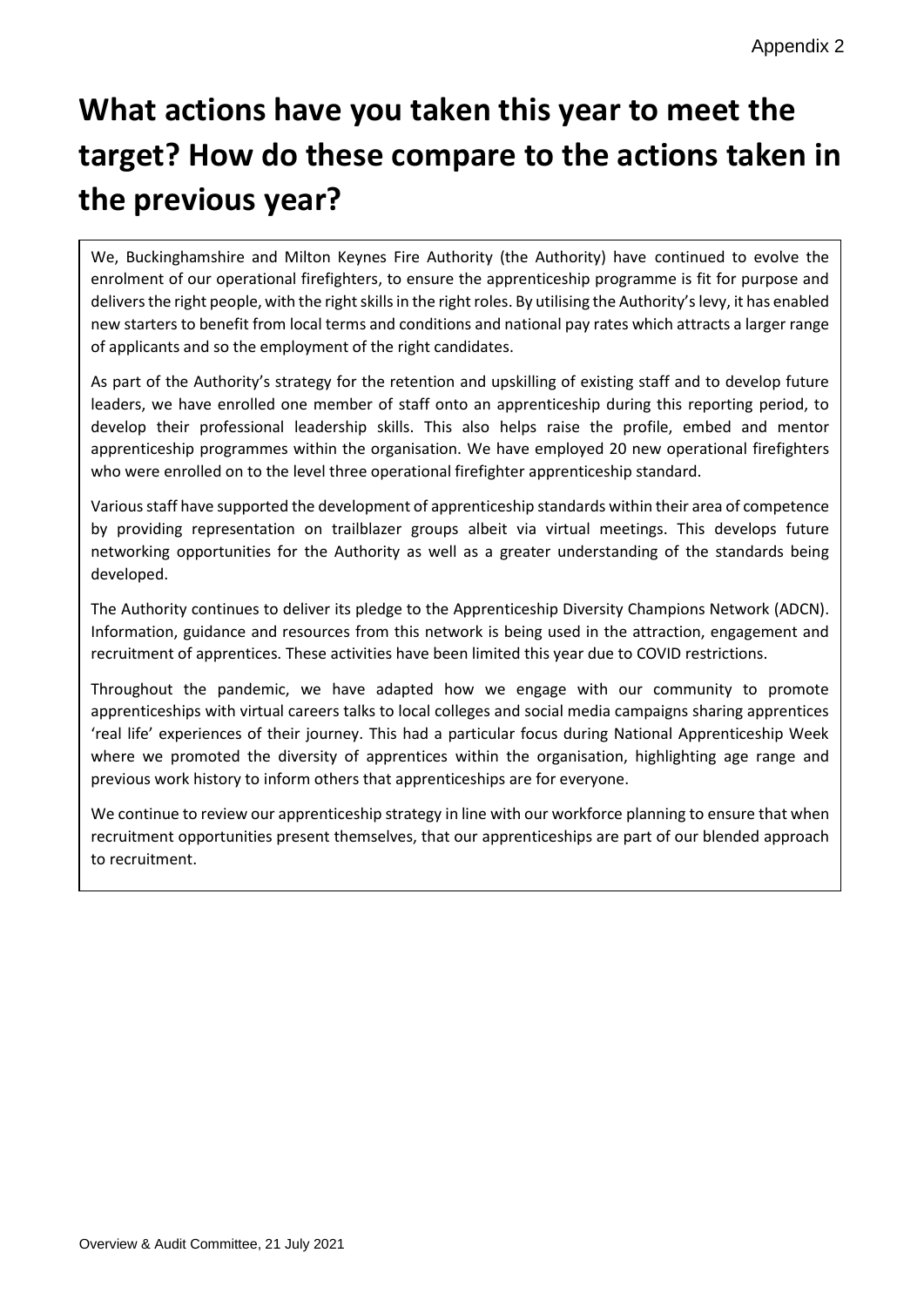# What actions have you taken this year to meet the target? How do these compare to the actions taken in the previous year?

We, Buckinghamshire and Milton Keynes Fire Authority (the Authority) have continued to evolve the enrolment of our operational firefighters, to ensure the apprenticeship programme is fit for purpose and delivers the right people, with the right skills in the right roles. By utilising the Authority's levy, it has enabled new starters to benefit from local terms and conditions and national pay rates which attracts a larger range of applicants and so the employment of the right candidates.

As part of the Authority's strategy for the retention and upskilling of existing staff and to develop future leaders, we have enrolled one member of staff onto an apprenticeship during this reporting period, to develop their professional leadership skills. This also helps raise the profile, embed and mentor apprenticeship programmes within the organisation. We have employed 20 new operational firefighters who were enrolled on to the level three operational firefighter apprenticeship standard.

Various staff have supported the development of apprenticeship standards within their area of competence by providing representation on trailblazer groups albeit via virtual meetings. This develops future networking opportunities for the Authority as well as a greater understanding of the standards being developed.

The Authority continues to deliver its pledge to the Apprenticeship Diversity Champions Network (ADCN). Information, guidance and resources from this network is being used in the attraction, engagement and recruitment of apprentices. These activities have been limited this year due to COVID restrictions.

Throughout the pandemic, we have adapted how we engage with our community to promote apprenticeships with virtual careers talks to local colleges and social media campaigns sharing apprentices 'real life' experiences of their journey. This had a particular focus during National Apprenticeship Week where we promoted the diversity of apprentices within the organisation, highlighting age range and previous work history to inform others that apprenticeships are for everyone.

We continue to review our apprenticeship strategy in line with our workforce planning to ensure that when recruitment opportunities present themselves, that our apprenticeships are part of our blended approach to recruitment.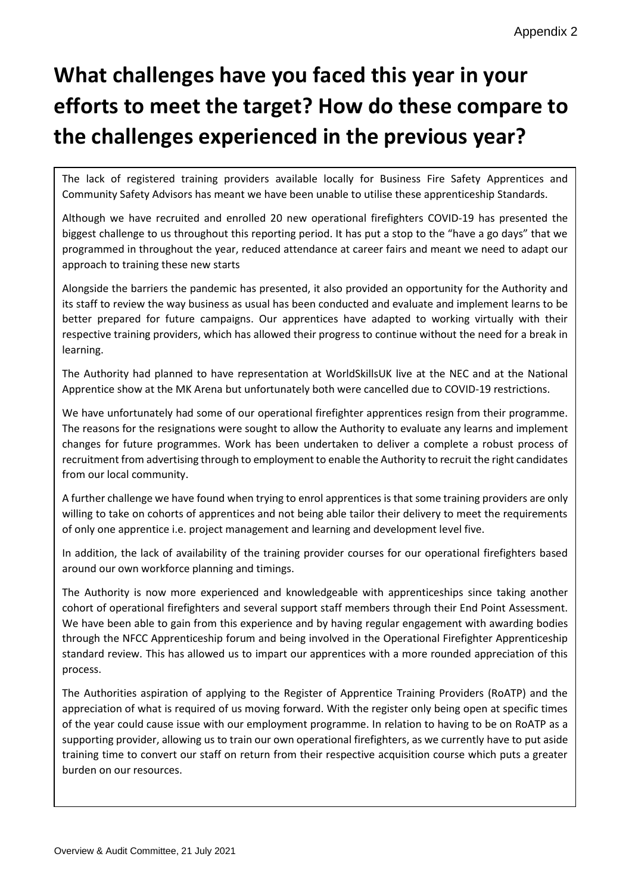Appendix 2

# What challenges have you faced this year in your efforts to meet the target? How do these compare to the challenges experienced in the previous year?

The lack of registered training providers available locally for Business Fire Safety Apprentices and Community Safety Advisors has meant we have been unable to utilise these apprenticeship Standards.

Although we have recruited and enrolled 20 new operational firefighters COVID-19 has presented the biggest challenge to us throughout this reporting period. It has put a stop to the "have a go days" that we programmed in throughout the year, reduced attendance at career fairs and meant we need to adapt our approach to training these new starts

Alongside the barriers the pandemic has presented, it also provided an opportunity for the Authority and its staff to review the way business as usual has been conducted and evaluate and implement learns to be better prepared for future campaigns. Our apprentices have adapted to working virtually with their respective training providers, which has allowed their progress to continue without the need for a break in learning.

The Authority had planned to have representation at WorldSkillsUK live at the NEC and at the National Apprentice show at the MK Arena but unfortunately both were cancelled due to COVID-19 restrictions.

We have unfortunately had some of our operational firefighter apprentices resign from their programme. The reasons for the resignations were sought to allow the Authority to evaluate any learns and implement changes for future programmes. Work has been undertaken to deliver a complete a robust process of recruitment from advertising through to employment to enable the Authority to recruit the right candidates from our local community.

A further challenge we have found when trying to enrol apprentices is that some training providers are only willing to take on cohorts of apprentices and not being able tailor their delivery to meet the requirements of only one apprentice i.e. project management and learning and development level five.

In addition, the lack of availability of the training provider courses for our operational firefighters based around our own workforce planning and timings.

The Authority is now more experienced and knowledgeable with apprenticeships since taking another cohort of operational firefighters and several support staff members through their End Point Assessment. We have been able to gain from this experience and by having regular engagement with awarding bodies through the NFCC Apprenticeship forum and being involved in the Operational Firefighter Apprenticeship standard review. This has allowed us to impart our apprentices with a more rounded appreciation of this process.

The Authorities aspiration of applying to the Register of Apprentice Training Providers (RoATP) and the appreciation of what is required of us moving forward. With the register only being open at specific times of the year could cause issue with our employment programme. In relation to having to be on RoATP as a supporting provider, allowing us to train our own operational firefighters, as we currently have to put aside training time to convert our staff on return from their respective acquisition course which puts a greater burden on our resources.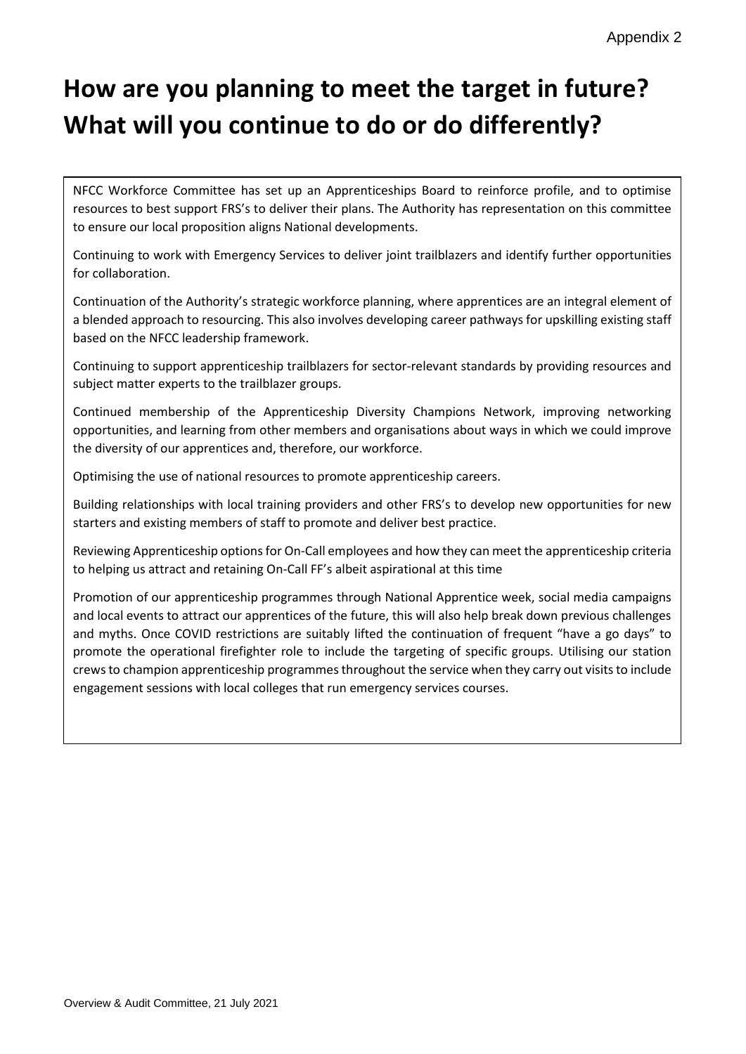# How are you planning to meet the target in future? What will you continue to do or do differently?

NFCC Workforce Committee has set up an Apprenticeships Board to reinforce profile, and to optimise resources to best support FRS's to deliver their plans. The Authority has representation on this committee to ensure our local proposition aligns National developments.

Continuing to work with Emergency Services to deliver joint trailblazers and identify further opportunities for collaboration.

Continuation of the Authority's strategic workforce planning, where apprentices are an integral element of a blended approach to resourcing. This also involves developing career pathways for upskilling existing staff based on the NFCC leadership framework.

Continuing to support apprenticeship trailblazers for sector-relevant standards by providing resources and subject matter experts to the trailblazer groups.

Continued membership of the Apprenticeship Diversity Champions Network, improving networking opportunities, and learning from other members and organisations about ways in which we could improve the diversity of our apprentices and, therefore, our workforce.

Optimising the use of national resources to promote apprenticeship careers.

Building relationships with local training providers and other FRS's to develop new opportunities for new starters and existing members of staff to promote and deliver best practice.

Reviewing Apprenticeship options for On-Call employees and how they can meet the apprenticeship criteria to helping us attract and retaining On-Call FF's albeit aspirational at this time

Promotion of our apprenticeship programmes through National Apprentice week, social media campaigns and local events to attract our apprentices of the future, this will also help break down previous challenges and myths. Once COVID restrictions are suitably lifted the continuation of frequent "have a go days" to promote the operational firefighter role to include the targeting of specific groups. Utilising our station crews to champion apprenticeship programmes throughout the service when they carry out visits to include engagement sessions with local colleges that run emergency services courses.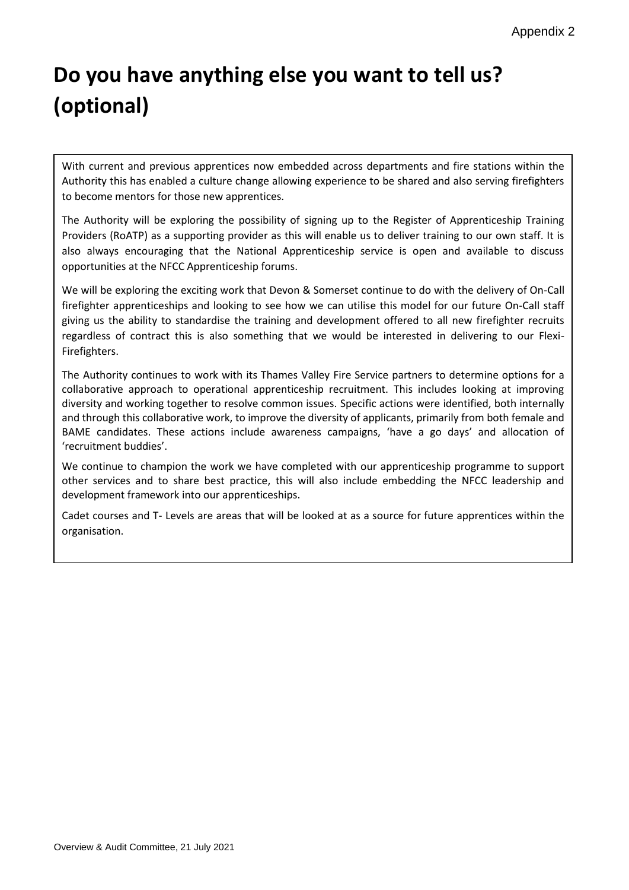# Do you have anything else you want to tell us? (optional)

With current and previous apprentices now embedded across departments and fire stations within the Authority this has enabled a culture change allowing experience to be shared and also serving firefighters to become mentors for those new apprentices.

The Authority will be exploring the possibility of signing up to the Register of Apprenticeship Training Providers (RoATP) as a supporting provider as this will enable us to deliver training to our own staff. It is also always encouraging that the National Apprenticeship service is open and available to discuss opportunities at the NFCC Apprenticeship forums.

We will be exploring the exciting work that Devon & Somerset continue to do with the delivery of On-Call firefighter apprenticeships and looking to see how we can utilise this model for our future On-Call staff giving us the ability to standardise the training and development offered to all new firefighter recruits regardless of contract this is also something that we would be interested in delivering to our Flexi-Firefighters.

The Authority continues to work with its Thames Valley Fire Service partners to determine options for a collaborative approach to operational apprenticeship recruitment. This includes looking at improving diversity and working together to resolve common issues. Specific actions were identified, both internally and through this collaborative work, to improve the diversity of applicants, primarily from both female and BAME candidates. These actions include awareness campaigns, 'have a go days' and allocation of 'recruitment buddies'.

We continue to champion the work we have completed with our apprenticeship programme to support other services and to share best practice, this will also include embedding the NFCC leadership and development framework into our apprenticeships.

Cadet courses and T- Levels are areas that will be looked at as a source for future apprentices within the organisation.